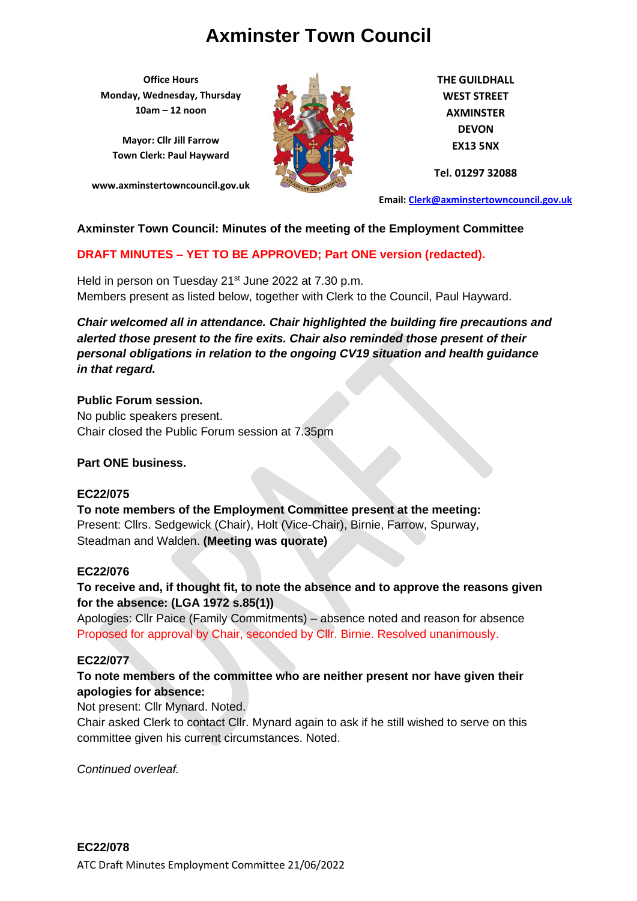# Axminster Town Council

**Office Hours**
**Monday, Wednesday, Thursday**
**10am – 12 noon**

**Mayor: Cllr Jill Farrow**
**Town Clerk: Paul Hayward**

**www.axminstertowncouncil.gov.uk**

**THE GUILDHALL**
**WEST STREET**
**AXMINSTER**
**DEVON**
**EX13 5NX**

**Tel. 01297 32088**

**Email: Clerk@axminstertowncouncil.gov.uk**

**Axminster Town Council: Minutes of the meeting of the Employment Committee**

**DRAFT MINUTES – YET TO BE APPROVED; Part ONE version (redacted).**

Held in person on Tuesday 21st June 2022 at 7.30 p.m.
Members present as listed below, together with Clerk to the Council, Paul Hayward.

***Chair welcomed all in attendance. Chair highlighted the building fire precautions and alerted those present to the fire exits. Chair also reminded those present of their personal obligations in relation to the ongoing CV19 situation and health guidance in that regard.***

**Public Forum session.**
No public speakers present.
Chair closed the Public Forum session at 7.35pm

**Part ONE business.**

**EC22/075**
**To note members of the Employment Committee present at the meeting:**
Present: Cllrs. Sedgewick (Chair), Holt (Vice-Chair), Birnie, Farrow, Spurway, Steadman and Walden. **(Meeting was quorate)**

**EC22/076**
**To receive and, if thought fit, to note the absence and to approve the reasons given for the absence: (LGA 1972 s.85(1))**
Apologies: Cllr Paice (Family Commitments) – absence noted and reason for absence Proposed for approval by Chair, seconded by Cllr. Birnie. Resolved unanimously.

**EC22/077**
**To note members of the committee who are neither present nor have given their apologies for absence:**
Not present: Cllr Mynard. Noted.
Chair asked Clerk to contact Cllr. Mynard again to ask if he still wished to serve on this committee given his current circumstances. Noted.

*Continued overleaf.*

**EC22/078**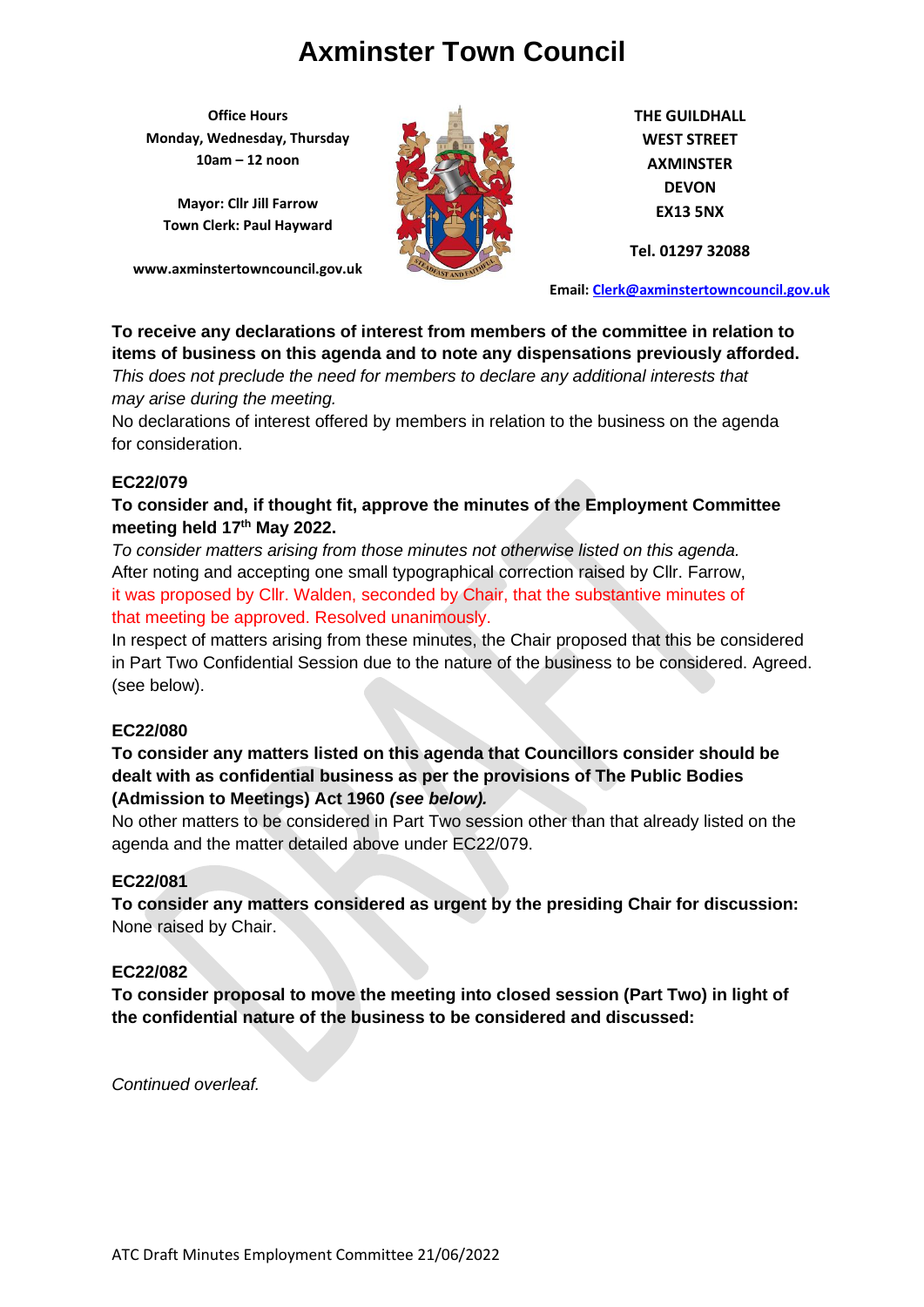# Axminster Town Council

**Office Hours**
**Monday, Wednesday, Thursday**
**10am – 12 noon**

**Mayor: Cllr Jill Farrow**
**Town Clerk: Paul Hayward**

**www.axminstertowncouncil.gov.uk**

**THE GUILDHALL**
**WEST STREET**
**AXMINSTER**
**DEVON**
**EX13 5NX**

**Tel. 01297 32088**

**Email: Clerk@axminstertowncouncil.gov.uk**

**To receive any declarations of interest from members of the committee in relation to items of business on this agenda and to note any dispensations previously afforded.**

*This does not preclude the need for members to declare any additional interests that may arise during the meeting.*

No declarations of interest offered by members in relation to the business on the agenda for consideration.

**EC22/079**

**To consider and, if thought fit, approve the minutes of the Employment Committee meeting held 17th May 2022.**

*To consider matters arising from those minutes not otherwise listed on this agenda.*

After noting and accepting one small typographical correction raised by Cllr. Farrow, it was proposed by Cllr. Walden, seconded by Chair, that the substantive minutes of that meeting be approved. Resolved unanimously.

In respect of matters arising from these minutes, the Chair proposed that this be considered in Part Two Confidential Session due to the nature of the business to be considered. Agreed. (see below).

**EC22/080**

**To consider any matters listed on this agenda that Councillors consider should be dealt with as confidential business as per the provisions of The Public Bodies (Admission to Meetings) Act 1960 *(see below).***

No other matters to be considered in Part Two session other than that already listed on the agenda and the matter detailed above under EC22/079.

**EC22/081**

**To consider any matters considered as urgent by the presiding Chair for discussion:**

None raised by Chair.

**EC22/082**

**To consider proposal to move the meeting into closed session (Part Two) in light of the confidential nature of the business to be considered and discussed:**

*Continued overleaf.*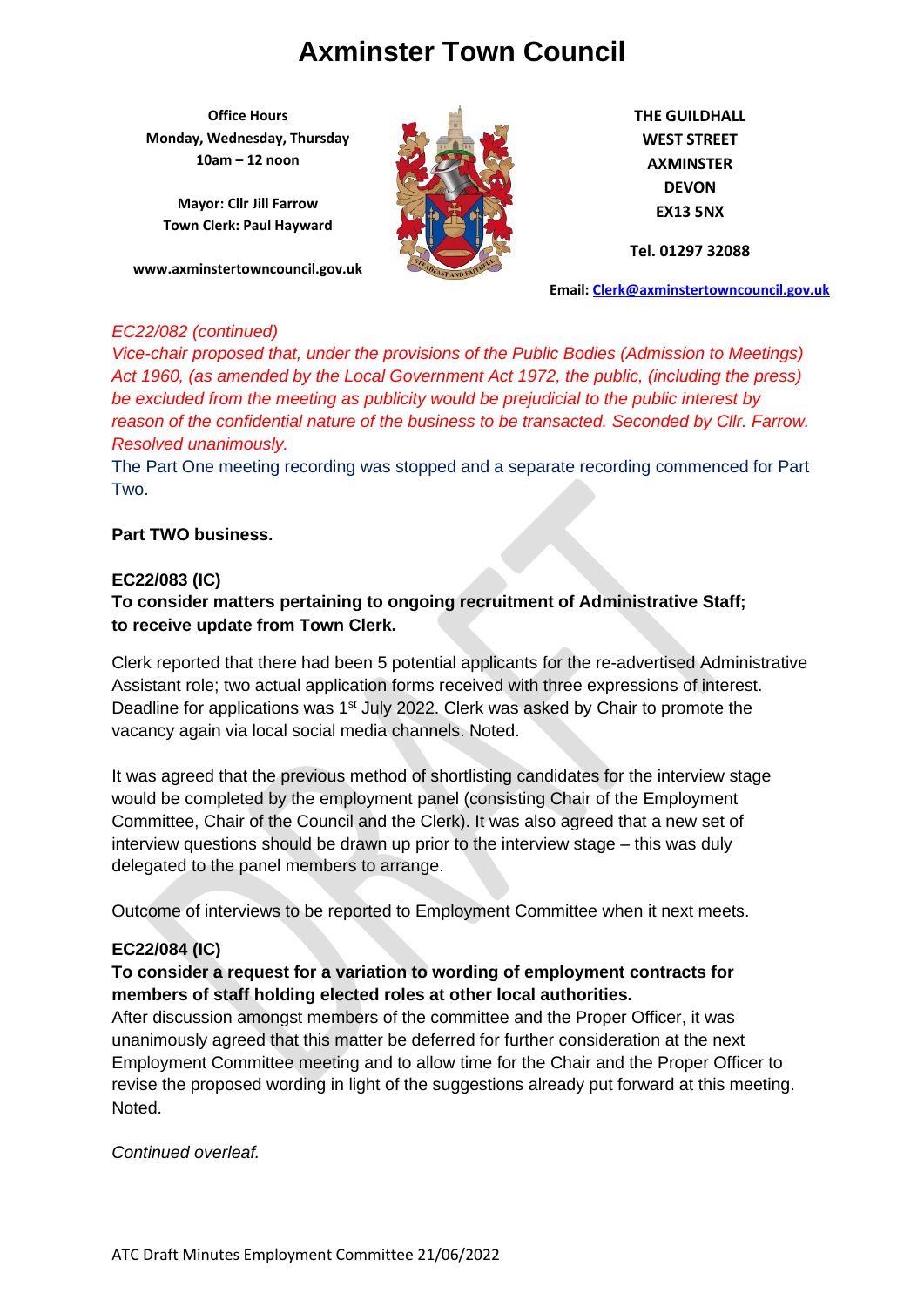# Axminster Town Council

**Office Hours**
**Monday, Wednesday, Thursday**
**10am – 12 noon**

**Mayor: Cllr Jill Farrow**
**Town Clerk: Paul Hayward**

**www.axminstertowncouncil.gov.uk**

**THE GUILDHALL**
**WEST STREET**
**AXMINSTER**
**DEVON**
**EX13 5NX**

**Tel. 01297 32088**

**Email: Clerk@axminstertowncouncil.gov.uk**

*EC22/082 (continued)*
*Vice-chair proposed that, under the provisions of the Public Bodies (Admission to Meetings) Act 1960, (as amended by the Local Government Act 1972, the public, (including the press) be excluded from the meeting as publicity would be prejudicial to the public interest by reason of the confidential nature of the business to be transacted. Seconded by Cllr. Farrow. Resolved unanimously.*

The Part One meeting recording was stopped and a separate recording commenced for Part Two.

**Part TWO business.**

**EC22/083 (IC)**
**To consider matters pertaining to ongoing recruitment of Administrative Staff; to receive update from Town Clerk.**

Clerk reported that there had been 5 potential applicants for the re-advertised Administrative Assistant role; two actual application forms received with three expressions of interest. Deadline for applications was 1st July 2022. Clerk was asked by Chair to promote the vacancy again via local social media channels. Noted.

It was agreed that the previous method of shortlisting candidates for the interview stage would be completed by the employment panel (consisting Chair of the Employment Committee, Chair of the Council and the Clerk). It was also agreed that a new set of interview questions should be drawn up prior to the interview stage – this was duly delegated to the panel members to arrange.

Outcome of interviews to be reported to Employment Committee when it next meets.

**EC22/084 (IC)**
**To consider a request for a variation to wording of employment contracts for members of staff holding elected roles at other local authorities.**
After discussion amongst members of the committee and the Proper Officer, it was unanimously agreed that this matter be deferred for further consideration at the next Employment Committee meeting and to allow time for the Chair and the Proper Officer to revise the proposed wording in light of the suggestions already put forward at this meeting. Noted.

*Continued overleaf.*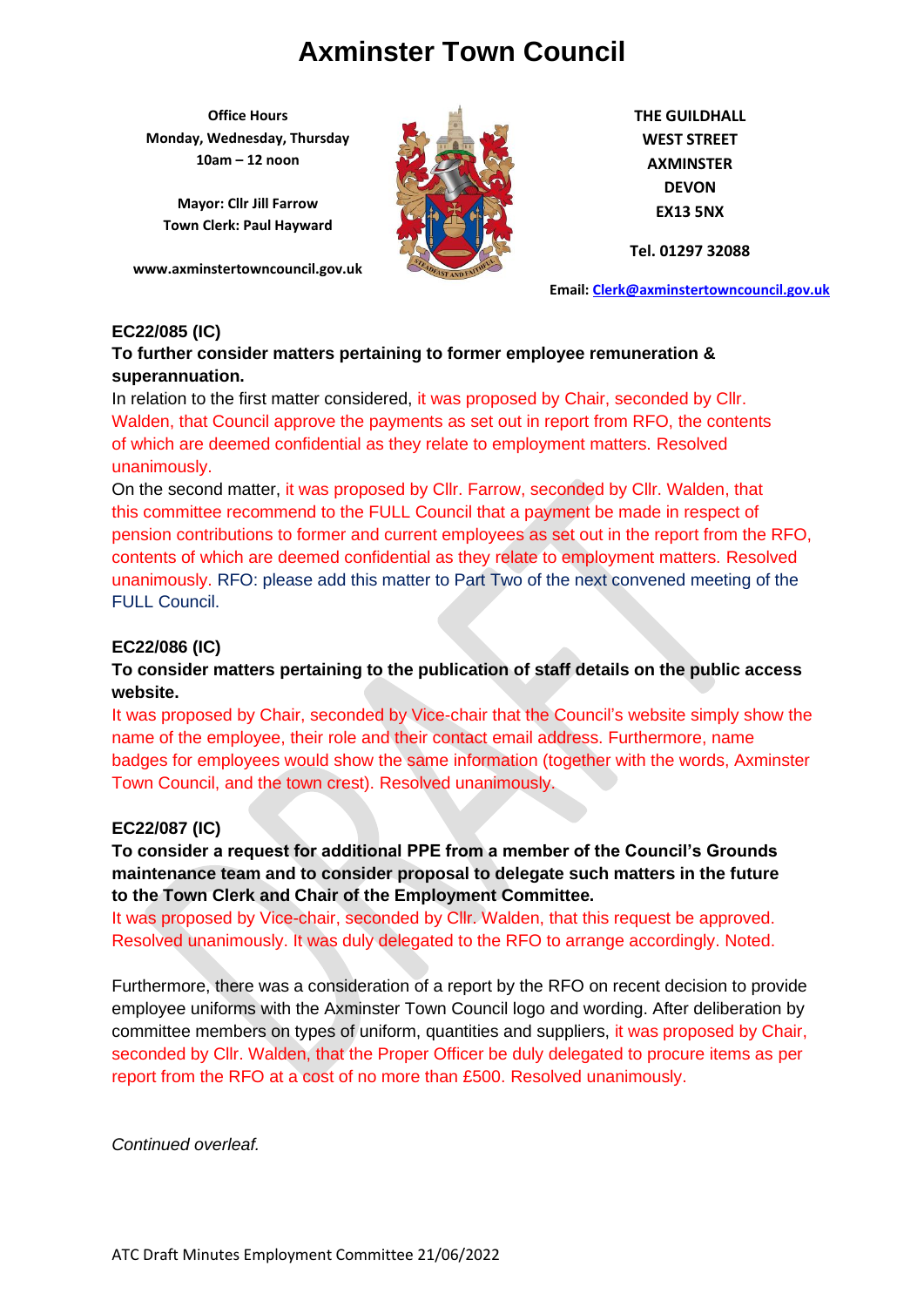# Axminster Town Council

**Office Hours**
**Monday, Wednesday, Thursday**
**10am – 12 noon**

**Mayor: Cllr Jill Farrow**
**Town Clerk: Paul Hayward**

**www.axminstertowncouncil.gov.uk**

**THE GUILDHALL**
**WEST STREET**
**AXMINSTER**
**DEVON**
**EX13 5NX**

**Tel. 01297 32088**

**Email: Clerk@axminstertowncouncil.gov.uk**

### EC22/085 (IC)

**To further consider matters pertaining to former employee remuneration & superannuation.**

In relation to the first matter considered, it was proposed by Chair, seconded by Cllr. Walden, that Council approve the payments as set out in report from RFO, the contents of which are deemed confidential as they relate to employment matters. Resolved unanimously.

On the second matter, it was proposed by Cllr. Farrow, seconded by Cllr. Walden, that this committee recommend to the FULL Council that a payment be made in respect of pension contributions to former and current employees as set out in the report from the RFO, contents of which are deemed confidential as they relate to employment matters. Resolved unanimously. RFO: please add this matter to Part Two of the next convened meeting of the FULL Council.

### EC22/086 (IC)

**To consider matters pertaining to the publication of staff details on the public access website.**

It was proposed by Chair, seconded by Vice-chair that the Council's website simply show the name of the employee, their role and their contact email address. Furthermore, name badges for employees would show the same information (together with the words, Axminster Town Council, and the town crest). Resolved unanimously.

### EC22/087 (IC)

**To consider a request for additional PPE from a member of the Council's Grounds maintenance team and to consider proposal to delegate such matters in the future to the Town Clerk and Chair of the Employment Committee.**

It was proposed by Vice-chair, seconded by Cllr. Walden, that this request be approved. Resolved unanimously. It was duly delegated to the RFO to arrange accordingly. Noted.

Furthermore, there was a consideration of a report by the RFO on recent decision to provide employee uniforms with the Axminster Town Council logo and wording. After deliberation by committee members on types of uniform, quantities and suppliers, it was proposed by Chair, seconded by Cllr. Walden, that the Proper Officer be duly delegated to procure items as per report from the RFO at a cost of no more than £500. Resolved unanimously.

*Continued overleaf.*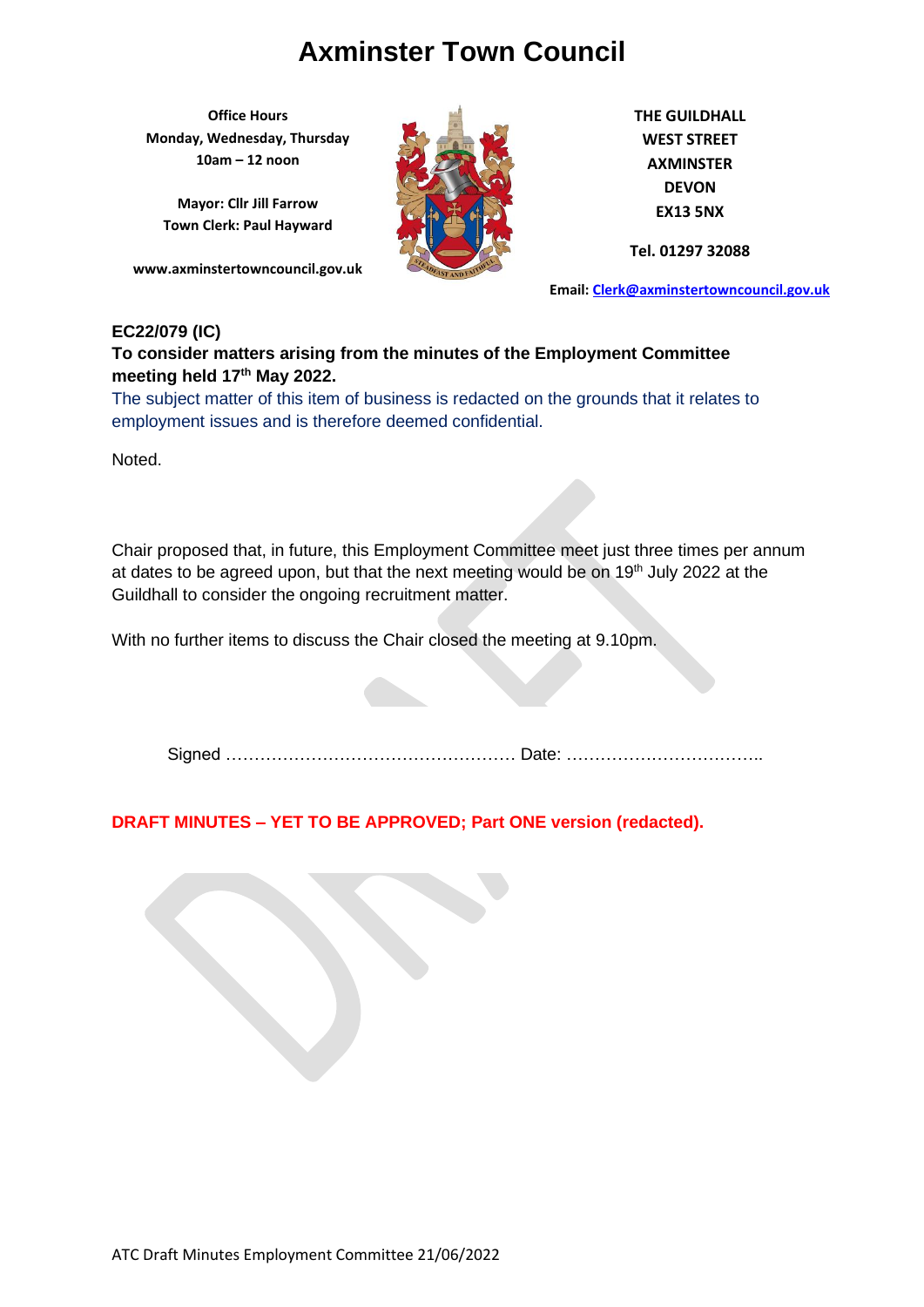# Axminster Town Council

**Office Hours**
**Monday, Wednesday, Thursday**
**10am – 12 noon**

**Mayor: Cllr Jill Farrow**
**Town Clerk: Paul Hayward**

**www.axminstertowncouncil.gov.uk**

**THE GUILDHALL**
**WEST STREET**
**AXMINSTER**
**DEVON**
**EX13 5NX**

**Tel. 01297 32088**

**Email: Clerk@axminstertowncouncil.gov.uk**

**EC22/079 (IC)**
**To consider matters arising from the minutes of the Employment Committee meeting held 17th May 2022.**
The subject matter of this item of business is redacted on the grounds that it relates to employment issues and is therefore deemed confidential.

Noted.

Chair proposed that, in future, this Employment Committee meet just three times per annum at dates to be agreed upon, but that the next meeting would be on 19th July 2022 at the Guildhall to consider the ongoing recruitment matter.

With no further items to discuss the Chair closed the meeting at 9.10pm.

Signed …………………………………………… Date: ……………………………..

**DRAFT MINUTES – YET TO BE APPROVED; Part ONE version (redacted).**